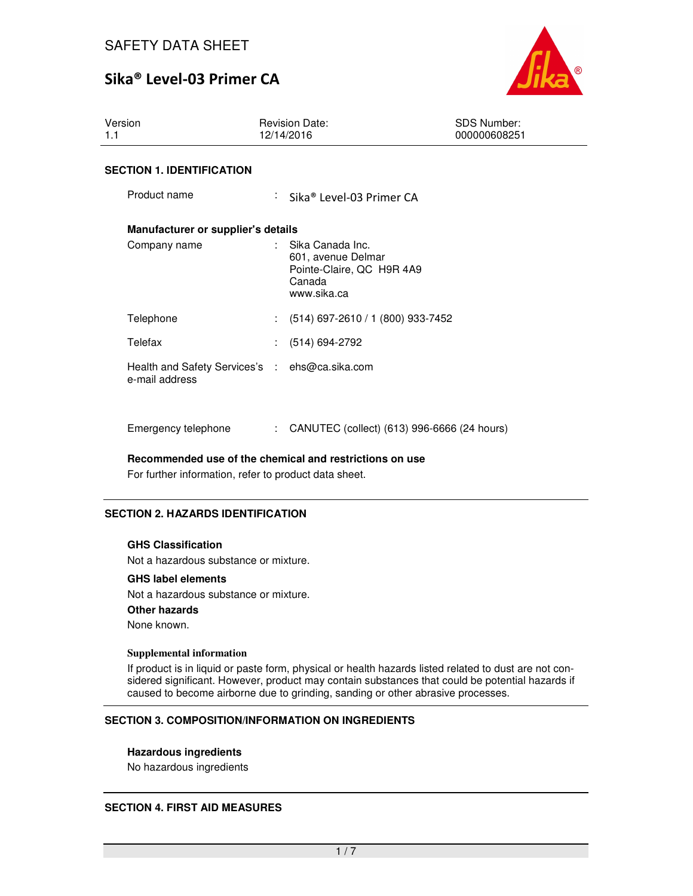# SAFETY DATA SHEET

# Sika® Level-03 Primer CA

| Version | Revision Date: | SDS Number: |
|---|---|---|
| 1.1 | 12/14/2016 | 000000608251 |

## SECTION 1. IDENTIFICATION

Product name : Sika® Level-03 Primer CA

**Manufacturer or supplier's details**

Company name : Sika Canada Inc.
601, avenue Delmar
Pointe-Claire, QC H9R 4A9
Canada
www.sika.ca

Telephone : (514) 697-2610 / 1 (800) 933-7452

Telefax : (514) 694-2792

Health and Safety Services's e-mail address : ehs@ca.sika.com

Emergency telephone : CANUTEC (collect) (613) 996-6666 (24 hours)

**Recommended use of the chemical and restrictions on use**

For further information, refer to product data sheet.

## SECTION 2. HAZARDS IDENTIFICATION

**GHS Classification**

Not a hazardous substance or mixture.

**GHS label elements**

Not a hazardous substance or mixture.

**Other hazards**

None known.

**Supplemental information**

If product is in liquid or paste form, physical or health hazards listed related to dust are not considered significant. However, product may contain substances that could be potential hazards if caused to become airborne due to grinding, sanding or other abrasive processes.

## SECTION 3. COMPOSITION/INFORMATION ON INGREDIENTS

**Hazardous ingredients**

No hazardous ingredients

## SECTION 4. FIRST AID MEASURES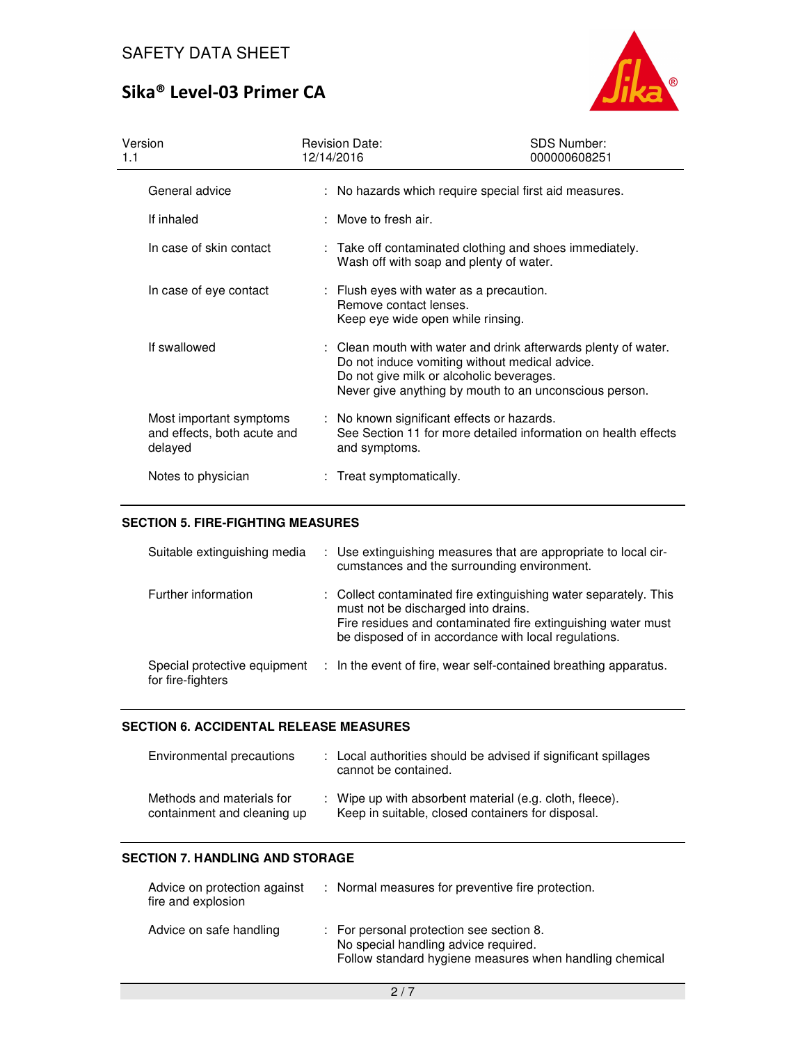| | | |
|---|---|---|
| General advice | : | No hazards which require special first aid measures. |
| If inhaled | : | Move to fresh air. |
| In case of skin contact | : | Take off contaminated clothing and shoes immediately.<br>Wash off with soap and plenty of water. |
| In case of eye contact | : | Flush eyes with water as a precaution.<br>Remove contact lenses.<br>Keep eye wide open while rinsing. |
| If swallowed | : | Clean mouth with water and drink afterwards plenty of water.<br>Do not induce vomiting without medical advice.<br>Do not give milk or alcoholic beverages.<br>Never give anything by mouth to an unconscious person. |
| Most important symptoms and effects, both acute and delayed | : | No known significant effects or hazards.<br>See Section 11 for more detailed information on health effects and symptoms. |
| Notes to physician | : | Treat symptomatically. |

## SECTION 5. FIRE-FIGHTING MEASURES

| | | |
|---|---|---|
| Suitable extinguishing media | : | Use extinguishing measures that are appropriate to local circumstances and the surrounding environment. |
| Further information | : | Collect contaminated fire extinguishing water separately. This must not be discharged into drains.<br>Fire residues and contaminated fire extinguishing water must be disposed of in accordance with local regulations. |
| Special protective equipment for fire-fighters | : | In the event of fire, wear self-contained breathing apparatus. |

## SECTION 6. ACCIDENTAL RELEASE MEASURES

| | | |
|---|---|---|
| Environmental precautions | : | Local authorities should be advised if significant spillages cannot be contained. |
| Methods and materials for containment and cleaning up | : | Wipe up with absorbent material (e.g. cloth, fleece).<br>Keep in suitable, closed containers for disposal. |

## SECTION 7. HANDLING AND STORAGE

| | | |
|---|---|---|
| Advice on protection against fire and explosion | : | Normal measures for preventive fire protection. |
| Advice on safe handling | : | For personal protection see section 8.<br>No special handling advice required.<br>Follow standard hygiene measures when handling chemical |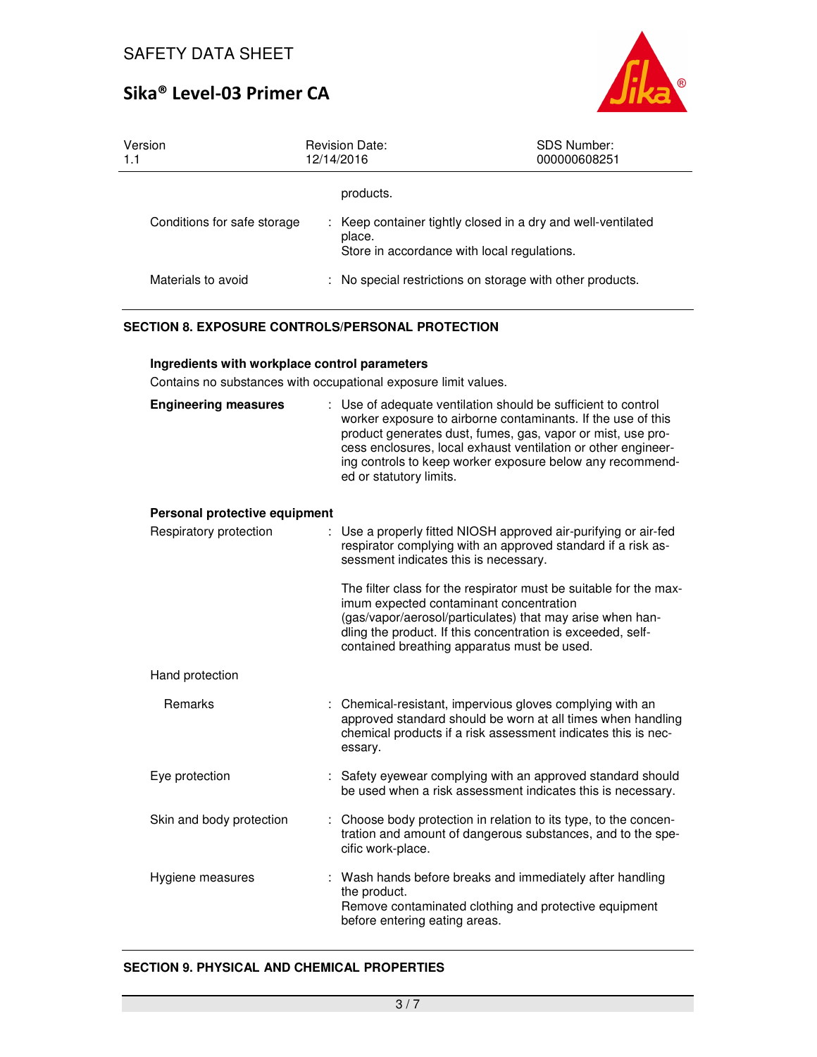products.

| | | |
|---|---|---|
| Conditions for safe storage | : | Keep container tightly closed in a dry and well-ventilated place. Store in accordance with local regulations. |
| Materials to avoid | : | No special restrictions on storage with other products. |

## SECTION 8. EXPOSURE CONTROLS/PERSONAL PROTECTION

**Ingredients with workplace control parameters**

Contains no substances with occupational exposure limit values.

**Engineering measures** : Use of adequate ventilation should be sufficient to control worker exposure to airborne contaminants. If the use of this product generates dust, fumes, gas, vapor or mist, use process enclosures, local exhaust ventilation or other engineering controls to keep worker exposure below any recommended or statutory limits.

**Personal protective equipment**

Respiratory protection : Use a properly fitted NIOSH approved air-purifying or air-fed respirator complying with an approved standard if a risk assessment indicates this is necessary.

The filter class for the respirator must be suitable for the maximum expected contaminant concentration (gas/vapor/aerosol/particulates) that may arise when handling the product. If this concentration is exceeded, self-contained breathing apparatus must be used.

Hand protection

Remarks : Chemical-resistant, impervious gloves complying with an approved standard should be worn at all times when handling chemical products if a risk assessment indicates this is necessary.

Eye protection : Safety eyewear complying with an approved standard should be used when a risk assessment indicates this is necessary.

Skin and body protection : Choose body protection in relation to its type, to the concentration and amount of dangerous substances, and to the specific work-place.

Hygiene measures : Wash hands before breaks and immediately after handling the product.
Remove contaminated clothing and protective equipment before entering eating areas.

## SECTION 9. PHYSICAL AND CHEMICAL PROPERTIES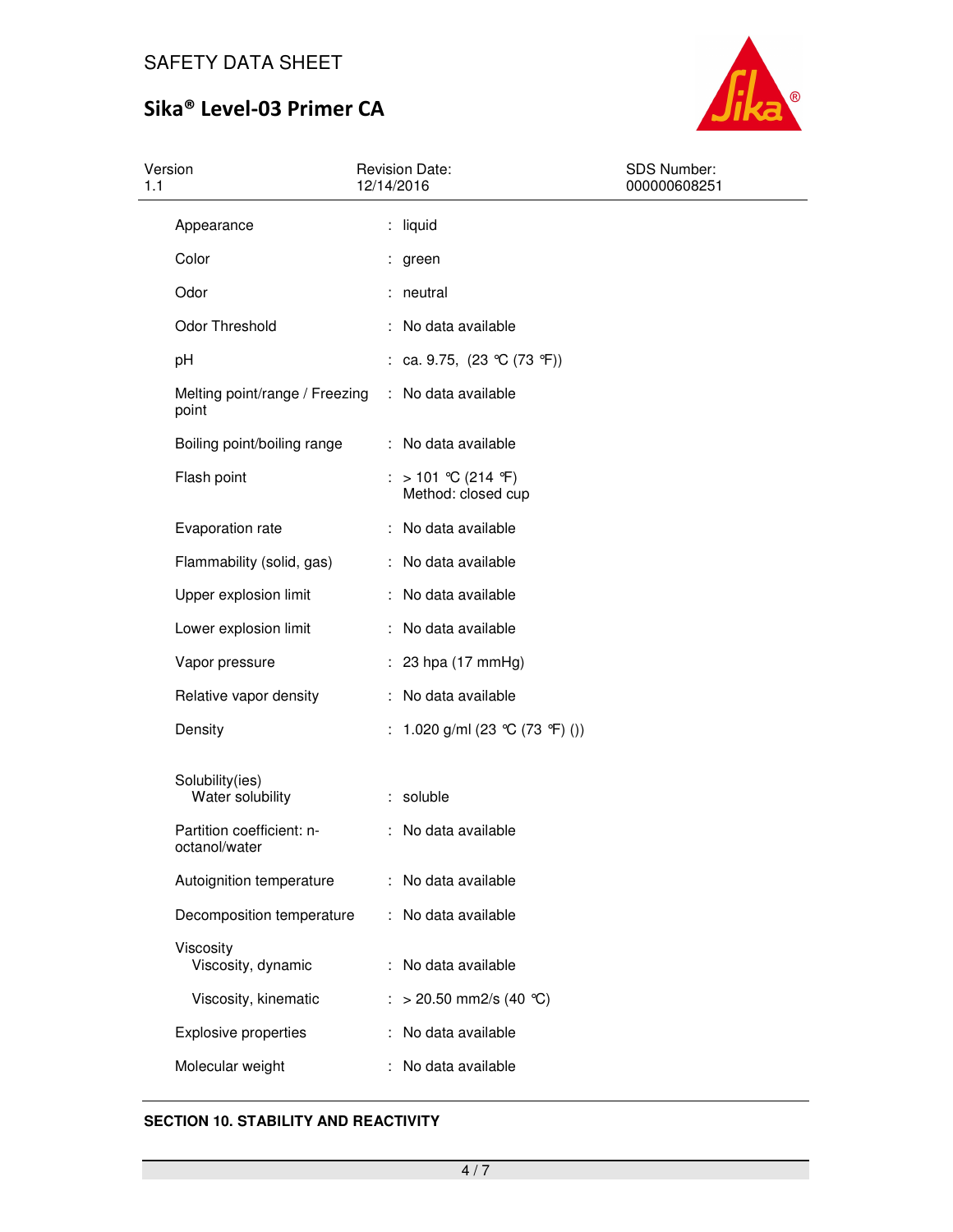| Property | | Value |
|---|---|---|
| Appearance | : | liquid |
| Color | : | green |
| Odor | : | neutral |
| Odor Threshold | : | No data available |
| pH | : | ca. 9.75, (23 °C (73 °F)) |
| Melting point/range / Freezing point | : | No data available |
| Boiling point/boiling range | : | No data available |
| Flash point | : | > 101 °C (214 °F)<br>Method: closed cup |
| Evaporation rate | : | No data available |
| Flammability (solid, gas) | : | No data available |
| Upper explosion limit | : | No data available |
| Lower explosion limit | : | No data available |
| Vapor pressure | : | 23 hpa (17 mmHg) |
| Relative vapor density | : | No data available |
| Density | : | 1.020 g/ml (23 °C (73 °F) ()) |
| Solubility(ies)<br>Water solubility | : | soluble |
| Partition coefficient: n-octanol/water | : | No data available |
| Autoignition temperature | : | No data available |
| Decomposition temperature | : | No data available |
| Viscosity<br>Viscosity, dynamic | : | No data available |
| Viscosity, kinematic | : | > 20.50 mm2/s (40 °C) |
| Explosive properties | : | No data available |
| Molecular weight | : | No data available |

## SECTION 10. STABILITY AND REACTIVITY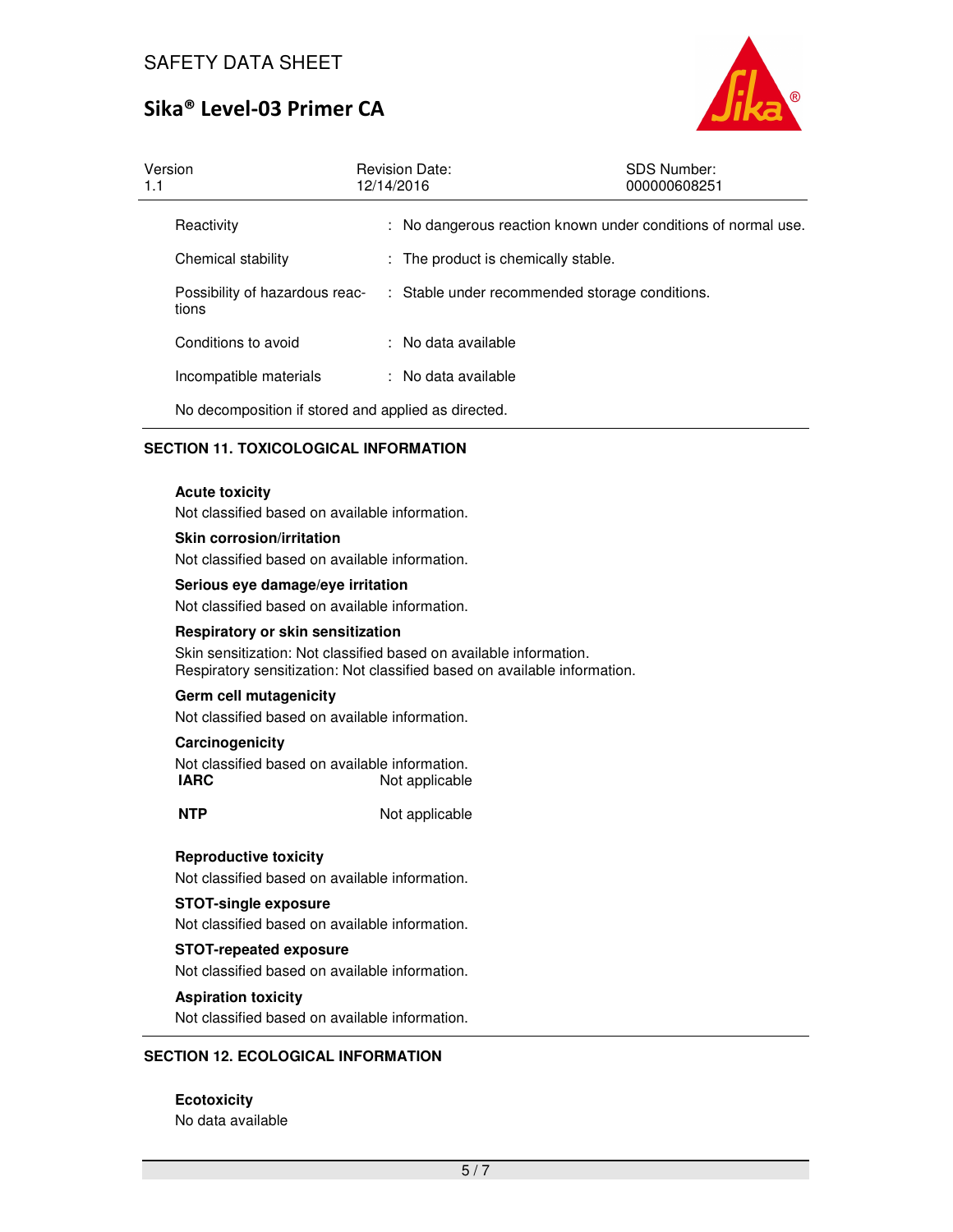| | | |
|---|---|---|
| Reactivity | : | No dangerous reaction known under conditions of normal use. |
| Chemical stability | : | The product is chemically stable. |
| Possibility of hazardous reactions | : | Stable under recommended storage conditions. |
| Conditions to avoid | : | No data available |
| Incompatible materials | : | No data available |

No decomposition if stored and applied as directed.

## SECTION 11. TOXICOLOGICAL INFORMATION

**Acute toxicity**

Not classified based on available information.

**Skin corrosion/irritation**

Not classified based on available information.

**Serious eye damage/eye irritation**

Not classified based on available information.

**Respiratory or skin sensitization**

Skin sensitization: Not classified based on available information.
Respiratory sensitization: Not classified based on available information.

**Germ cell mutagenicity**

Not classified based on available information.

**Carcinogenicity**

Not classified based on available information.

| | |
|---|---|
| **IARC** | Not applicable |
| **NTP** | Not applicable |

**Reproductive toxicity**

Not classified based on available information.

**STOT-single exposure**

Not classified based on available information.

**STOT-repeated exposure**

Not classified based on available information.

**Aspiration toxicity**

Not classified based on available information.

## SECTION 12. ECOLOGICAL INFORMATION

**Ecotoxicity**

No data available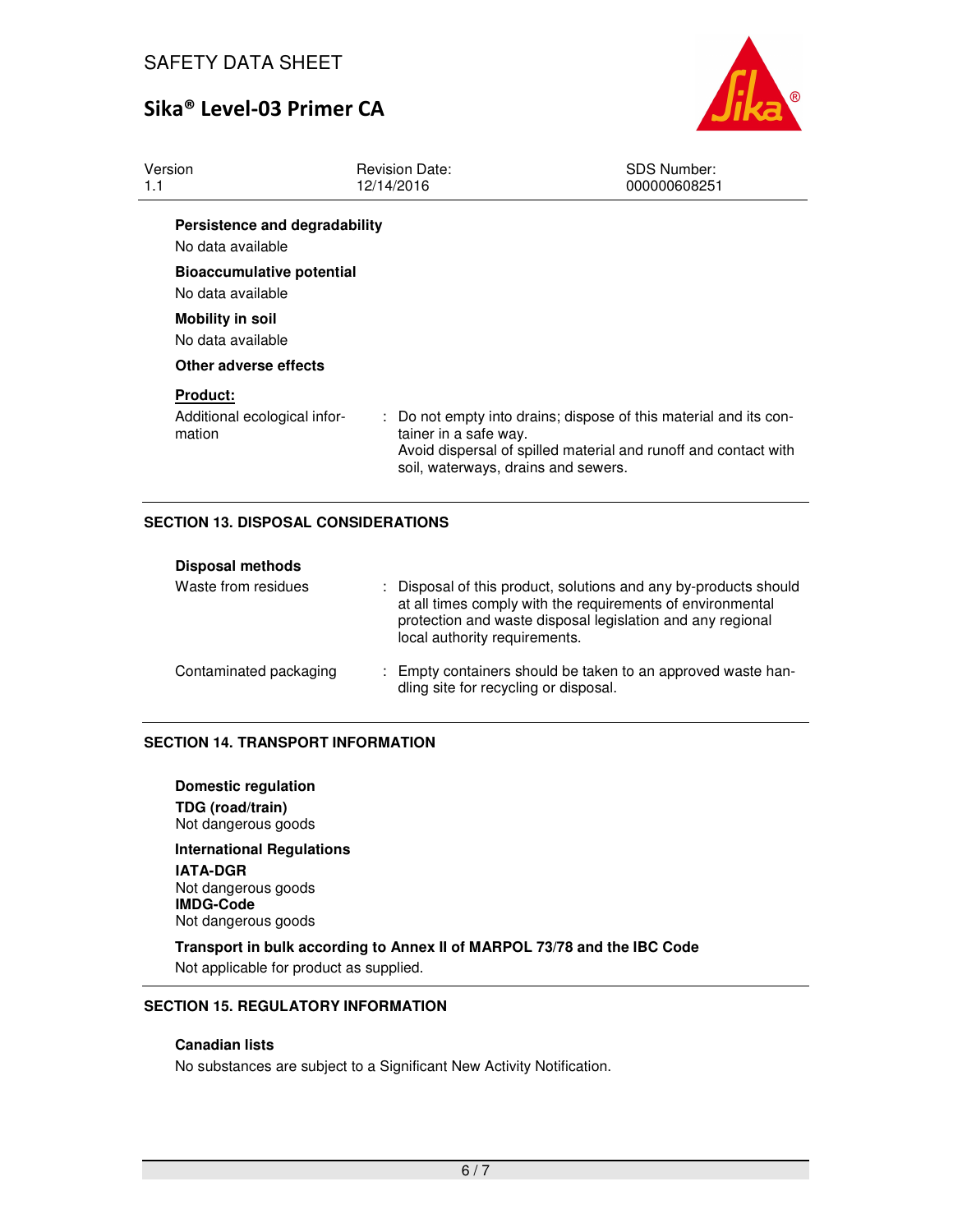**Persistence and degradability**

No data available

**Bioaccumulative potential**

No data available

**Mobility in soil**

No data available

**Other adverse effects**

**Product:**

| | |
|---|---|
| Additional ecological information | : Do not empty into drains; dispose of this material and its container in a safe way. Avoid dispersal of spilled material and runoff and contact with soil, waterways, drains and sewers. |

## SECTION 13. DISPOSAL CONSIDERATIONS

**Disposal methods**

| | |
|---|---|
| Waste from residues | : Disposal of this product, solutions and any by-products should at all times comply with the requirements of environmental protection and waste disposal legislation and any regional local authority requirements. |
| Contaminated packaging | : Empty containers should be taken to an approved waste handling site for recycling or disposal. |

## SECTION 14. TRANSPORT INFORMATION

**Domestic regulation**

**TDG (road/train)**
Not dangerous goods

**International Regulations**

**IATA-DGR**
Not dangerous goods
**IMDG-Code**
Not dangerous goods

**Transport in bulk according to Annex II of MARPOL 73/78 and the IBC Code**
Not applicable for product as supplied.

## SECTION 15. REGULATORY INFORMATION

**Canadian lists**

No substances are subject to a Significant New Activity Notification.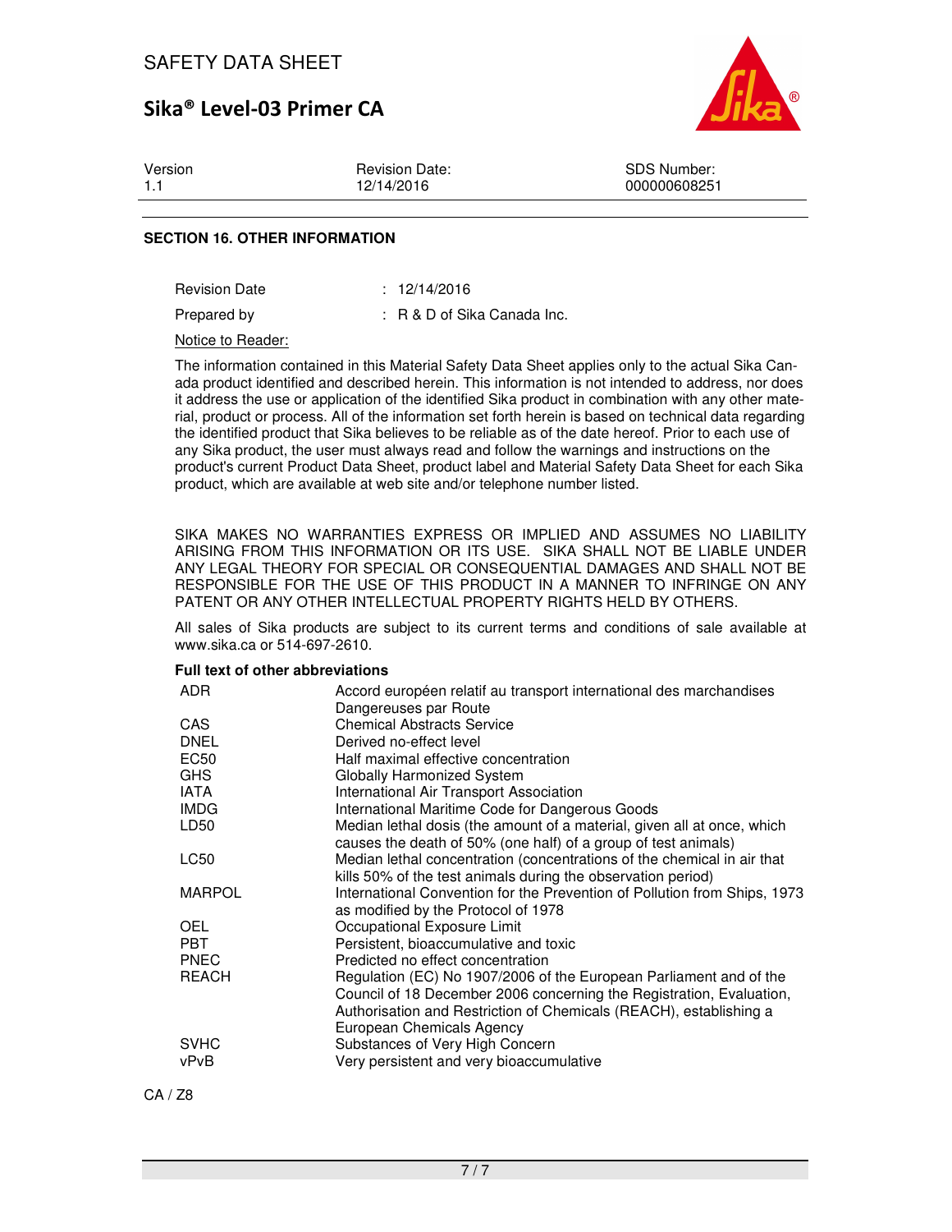## SECTION 16. OTHER INFORMATION

| | |
|---|---|
| Revision Date | : 12/14/2016 |
| Prepared by | : R & D of Sika Canada Inc. |

Notice to Reader:

The information contained in this Material Safety Data Sheet applies only to the actual Sika Canada product identified and described herein. This information is not intended to address, nor does it address the use or application of the identified Sika product in combination with any other material, product or process. All of the information set forth herein is based on technical data regarding the identified product that Sika believes to be reliable as of the date hereof. Prior to each use of any Sika product, the user must always read and follow the warnings and instructions on the product's current Product Data Sheet, product label and Material Safety Data Sheet for each Sika product, which are available at web site and/or telephone number listed.

SIKA MAKES NO WARRANTIES EXPRESS OR IMPLIED AND ASSUMES NO LIABILITY ARISING FROM THIS INFORMATION OR ITS USE. SIKA SHALL NOT BE LIABLE UNDER ANY LEGAL THEORY FOR SPECIAL OR CONSEQUENTIAL DAMAGES AND SHALL NOT BE RESPONSIBLE FOR THE USE OF THIS PRODUCT IN A MANNER TO INFRINGE ON ANY PATENT OR ANY OTHER INTELLECTUAL PROPERTY RIGHTS HELD BY OTHERS.

All sales of Sika products are subject to its current terms and conditions of sale available at www.sika.ca or 514-697-2610.

**Full text of other abbreviations**

| | |
|---|---|
| ADR | Accord européen relatif au transport international des marchandises Dangereuses par Route |
| CAS | Chemical Abstracts Service |
| DNEL | Derived no-effect level |
| EC50 | Half maximal effective concentration |
| GHS | Globally Harmonized System |
| IATA | International Air Transport Association |
| IMDG | International Maritime Code for Dangerous Goods |
| LD50 | Median lethal dosis (the amount of a material, given all at once, which causes the death of 50% (one half) of a group of test animals) |
| LC50 | Median lethal concentration (concentrations of the chemical in air that kills 50% of the test animals during the observation period) |
| MARPOL | International Convention for the Prevention of Pollution from Ships, 1973 as modified by the Protocol of 1978 |
| OEL | Occupational Exposure Limit |
| PBT | Persistent, bioaccumulative and toxic |
| PNEC | Predicted no effect concentration |
| REACH | Regulation (EC) No 1907/2006 of the European Parliament and of the Council of 18 December 2006 concerning the Registration, Evaluation, Authorisation and Restriction of Chemicals (REACH), establishing a European Chemicals Agency |
| SVHC | Substances of Very High Concern |
| vPvB | Very persistent and very bioaccumulative |

CA / Z8